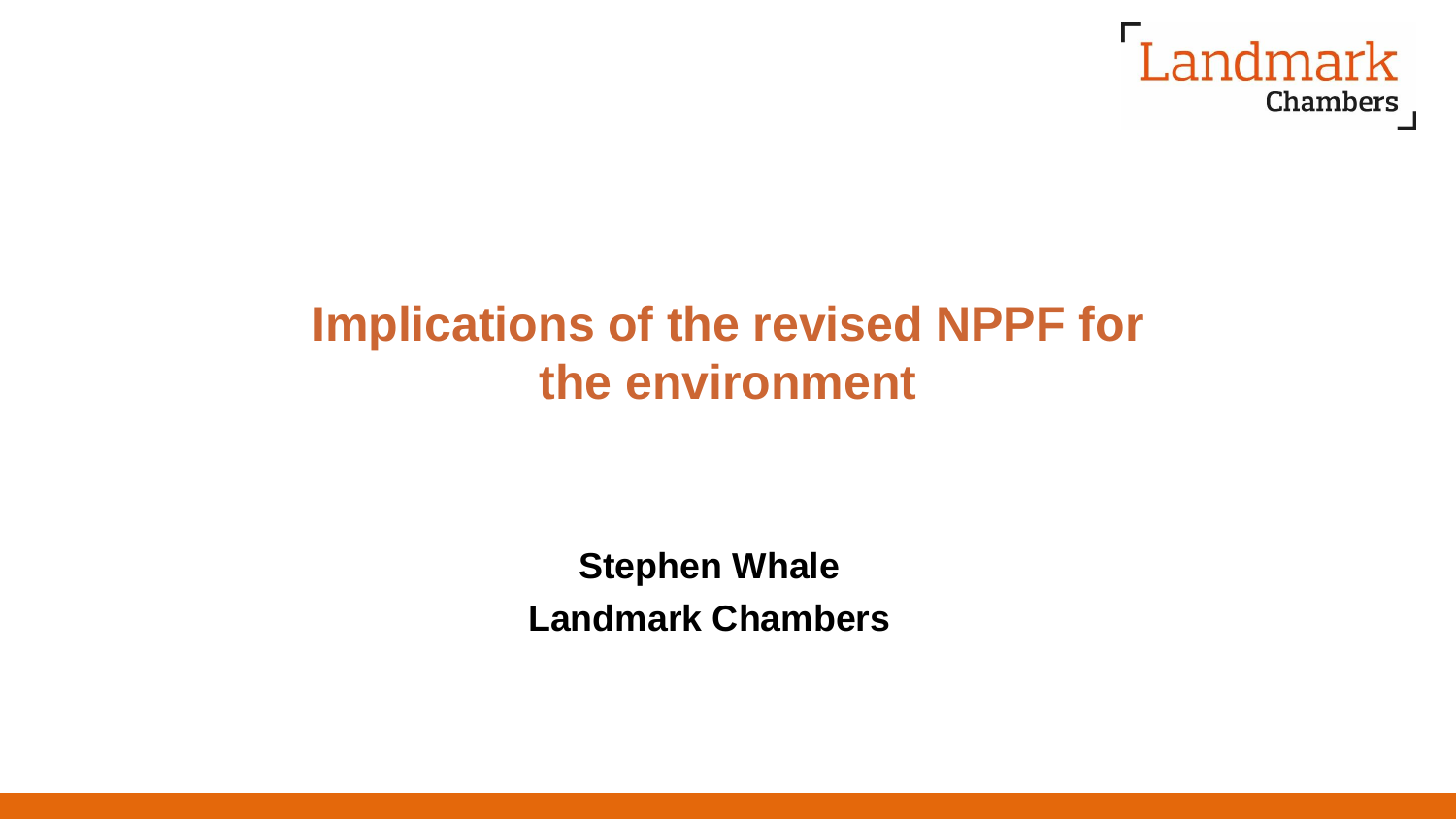# Implications of the revised NPPF for the environment

**Stephen Whale**

**Landmark Chambers**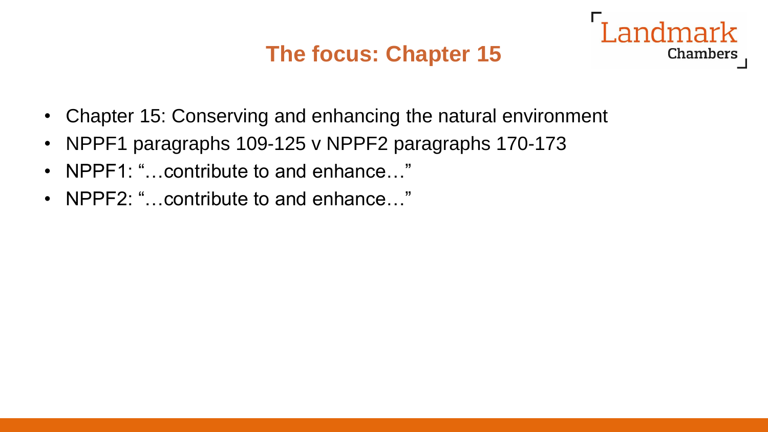# The focus: Chapter 15

- Chapter 15: Conserving and enhancing the natural environment
- NPPF1 paragraphs 109-125 v NPPF2 paragraphs 170-173
- NPPF1: "…contribute to and enhance…"
- NPPF2: "…contribute to and enhance…"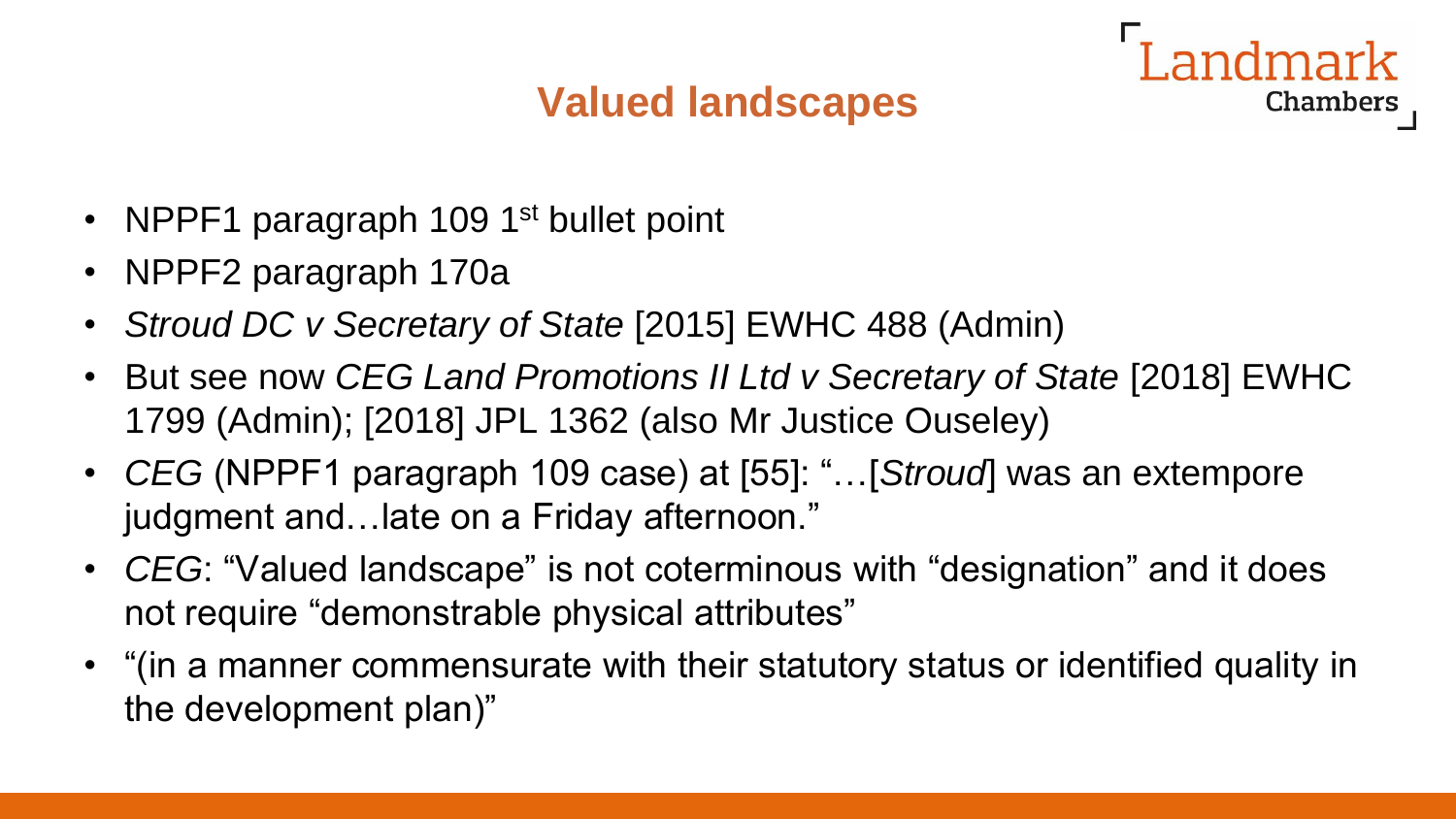# Valued landscapes

- NPPF1 paragraph 109 1st bullet point
- NPPF2 paragraph 170a
- *Stroud DC v Secretary of State* [2015] EWHC 488 (Admin)
- But see now *CEG Land Promotions II Ltd v Secretary of State* [2018] EWHC 1799 (Admin); [2018] JPL 1362 (also Mr Justice Ouseley)
- *CEG* (NPPF1 paragraph 109 case) at [55]: "…[*Stroud*] was an extempore judgment and…late on a Friday afternoon."
- *CEG*: "Valued landscape" is not coterminous with "designation" and it does not require "demonstrable physical attributes"
- "(in a manner commensurate with their statutory status or identified quality in the development plan)"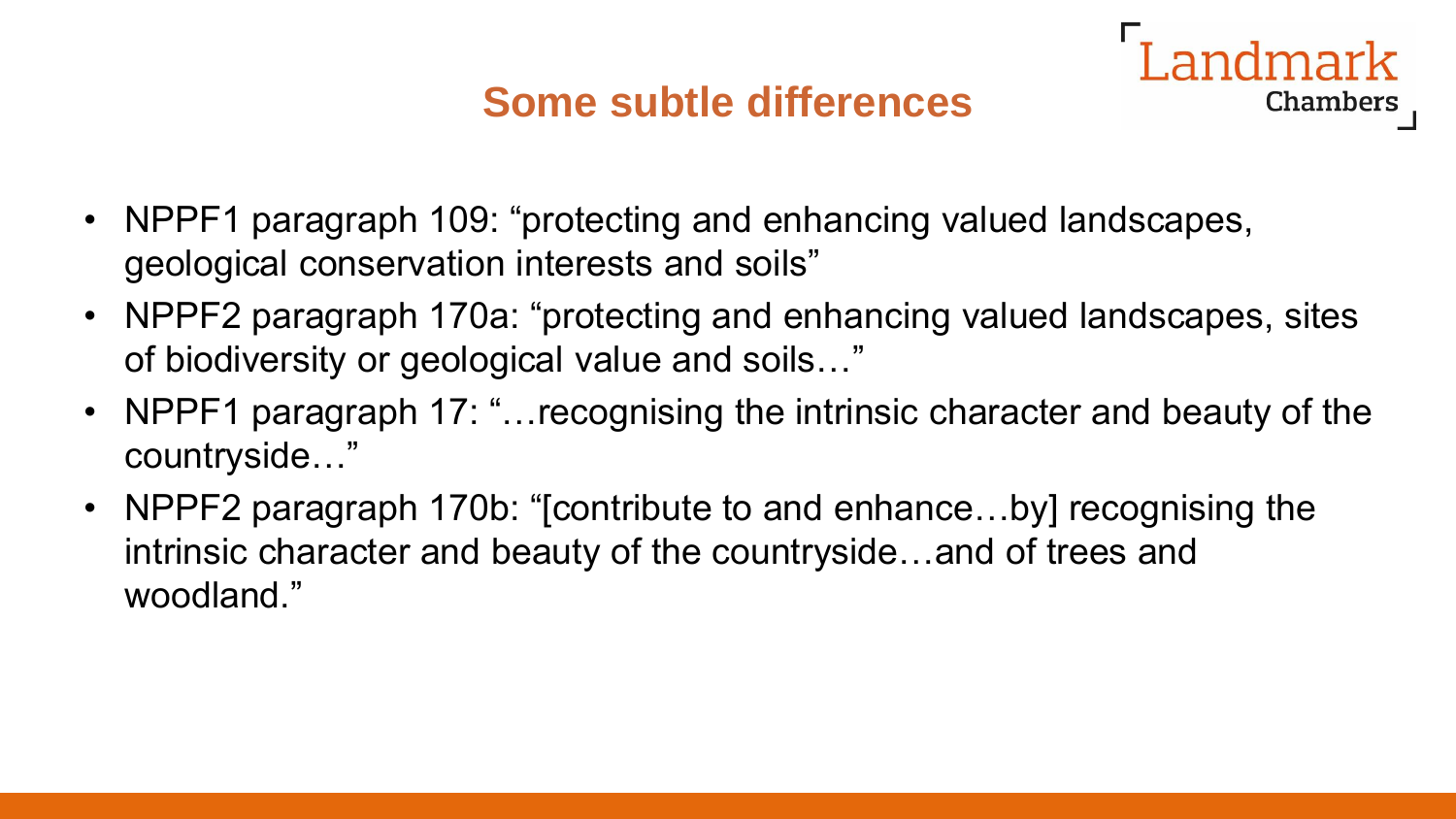# Some subtle differences

- NPPF1 paragraph 109: "protecting and enhancing valued landscapes, geological conservation interests and soils"
- NPPF2 paragraph 170a: "protecting and enhancing valued landscapes, sites of biodiversity or geological value and soils…"
- NPPF1 paragraph 17: "…recognising the intrinsic character and beauty of the countryside…"
- NPPF2 paragraph 170b: "[contribute to and enhance…by] recognising the intrinsic character and beauty of the countryside…and of trees and woodland."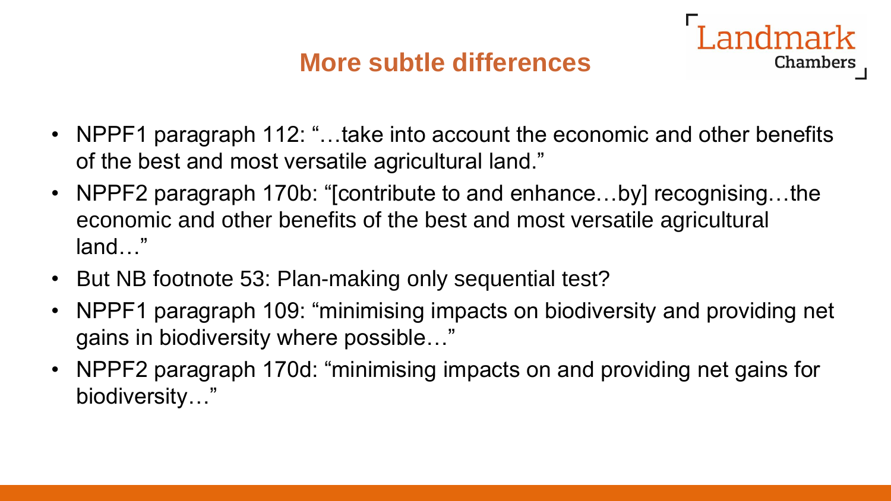## More subtle differences

- NPPF1 paragraph 112: "…take into account the economic and other benefits of the best and most versatile agricultural land."
- NPPF2 paragraph 170b: "[contribute to and enhance…by] recognising…the economic and other benefits of the best and most versatile agricultural land…"
- But NB footnote 53: Plan-making only sequential test?
- NPPF1 paragraph 109: "minimising impacts on biodiversity and providing net gains in biodiversity where possible…"
- NPPF2 paragraph 170d: "minimising impacts on and providing net gains for biodiversity…"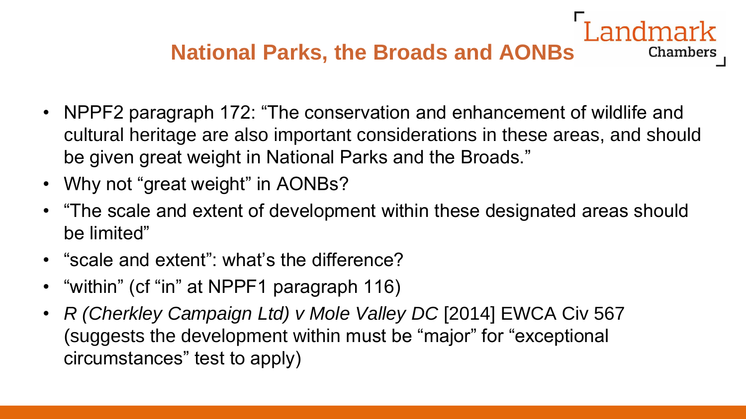## National Parks, the Broads and AONBs

- NPPF2 paragraph 172: "The conservation and enhancement of wildlife and cultural heritage are also important considerations in these areas, and should be given great weight in National Parks and the Broads."
- Why not "great weight" in AONBs?
- "The scale and extent of development within these designated areas should be limited"
- "scale and extent": what's the difference?
- "within" (cf "in" at NPPF1 paragraph 116)
- *R (Cherkley Campaign Ltd) v Mole Valley DC* [2014] EWCA Civ 567 (suggests the development within must be "major" for "exceptional circumstances" test to apply)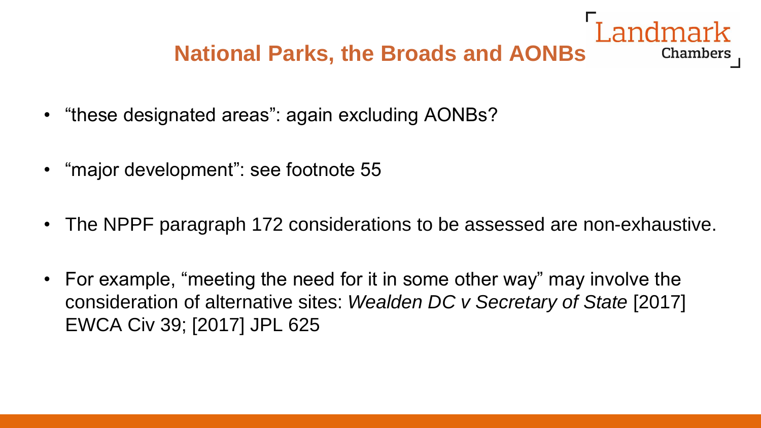## National Parks, the Broads and AONBs

- “these designated areas”: again excluding AONBs?
- “major development”: see footnote 55
- The NPPF paragraph 172 considerations to be assessed are non-exhaustive.
- For example, “meeting the need for it in some other way” may involve the consideration of alternative sites: *Wealden DC v Secretary of State* [2017] EWCA Civ 39; [2017] JPL 625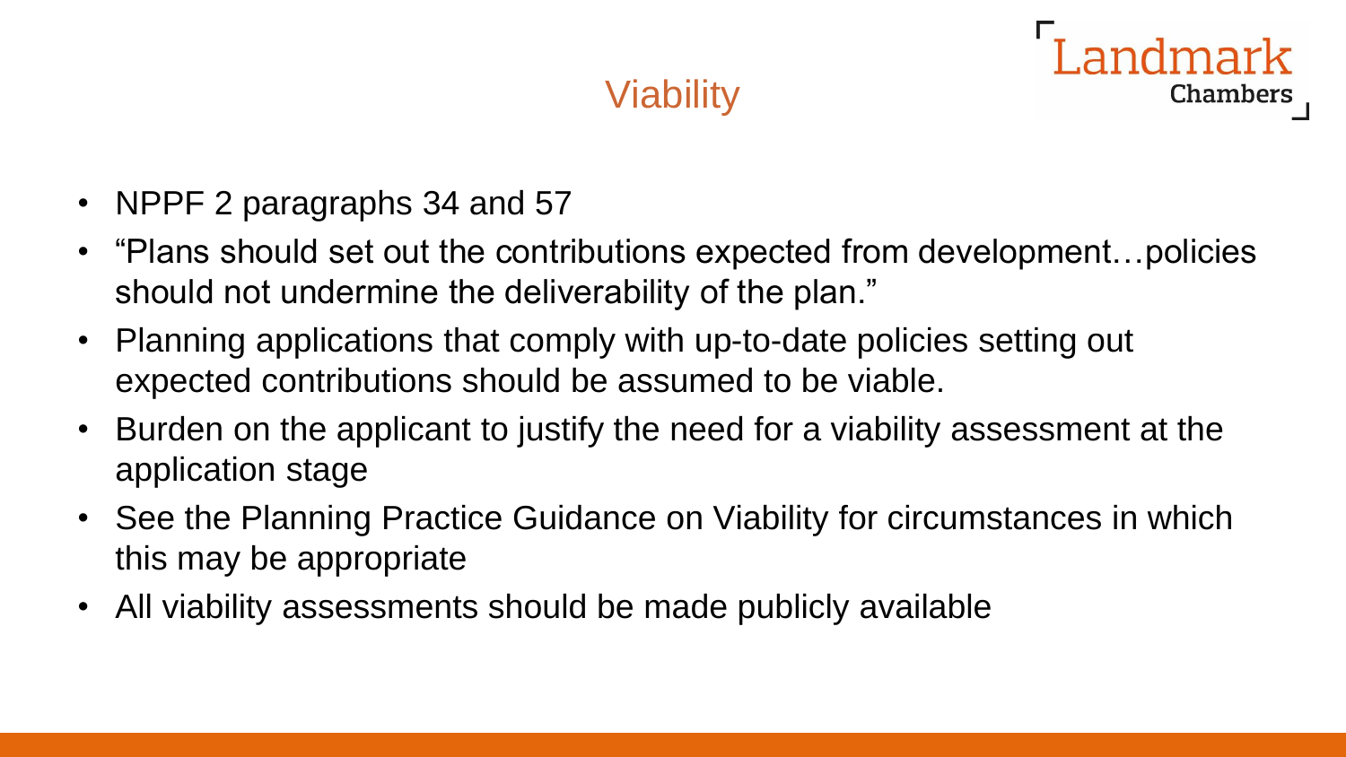# Viability

- NPPF 2 paragraphs 34 and 57
- "Plans should set out the contributions expected from development…policies should not undermine the deliverability of the plan."
- Planning applications that comply with up-to-date policies setting out expected contributions should be assumed to be viable.
- Burden on the applicant to justify the need for a viability assessment at the application stage
- See the Planning Practice Guidance on Viability for circumstances in which this may be appropriate
- All viability assessments should be made publicly available